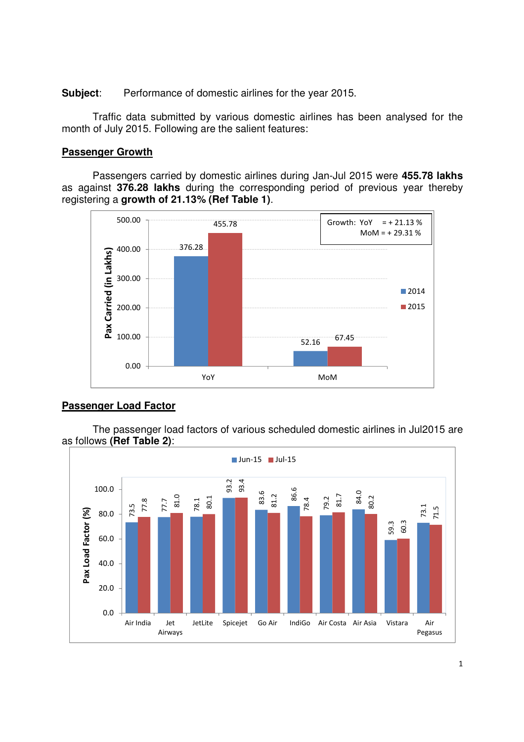**Subject**: Performance of domestic airlines for the year 2015.

Traffic data submitted by various domestic airlines has been analysed for the month of July 2015. Following are the salient features:

## Passenger Growth

Passengers carried by domestic airlines during Jan-Jul 2015 were **455.78 lakhs** as against **376.28 lakhs** during the corresponding period of previous year thereby registering a **growth of 21.13% (Ref Table 1)**.

| Pax Carried (in Lakhs) | 2014 | 2015 |
|---|---|---|
| YoY | 376.28 | 455.78 |
| MoM | 52.16 | 67.45 |

Growth: YoY = + 21.13 %
MoM = + 29.31 %

## Passenger Load Factor

The passenger load factors of various scheduled domestic airlines in Jul2015 are as follows **(Ref Table 2)**:

| Pax Load Factor (%) | Jun-15 | Jul-15 |
|---|---|---|
| Air India | 73.5 | 77.8 |
| Jet Airways | 77.7 | 81.0 |
| JetLite | 78.1 | 80.1 |
| Spicejet | 93.2 | 93.4 |
| Go Air | 83.6 | 81.2 |
| IndiGo | 86.6 | 78.4 |
| Air Costa | 79.2 | 81.7 |
| Air Asia | 84.0 | 80.2 |
| Vistara | 59.3 | 60.3 |
| Air Pegasus | 73.1 | 71.5 |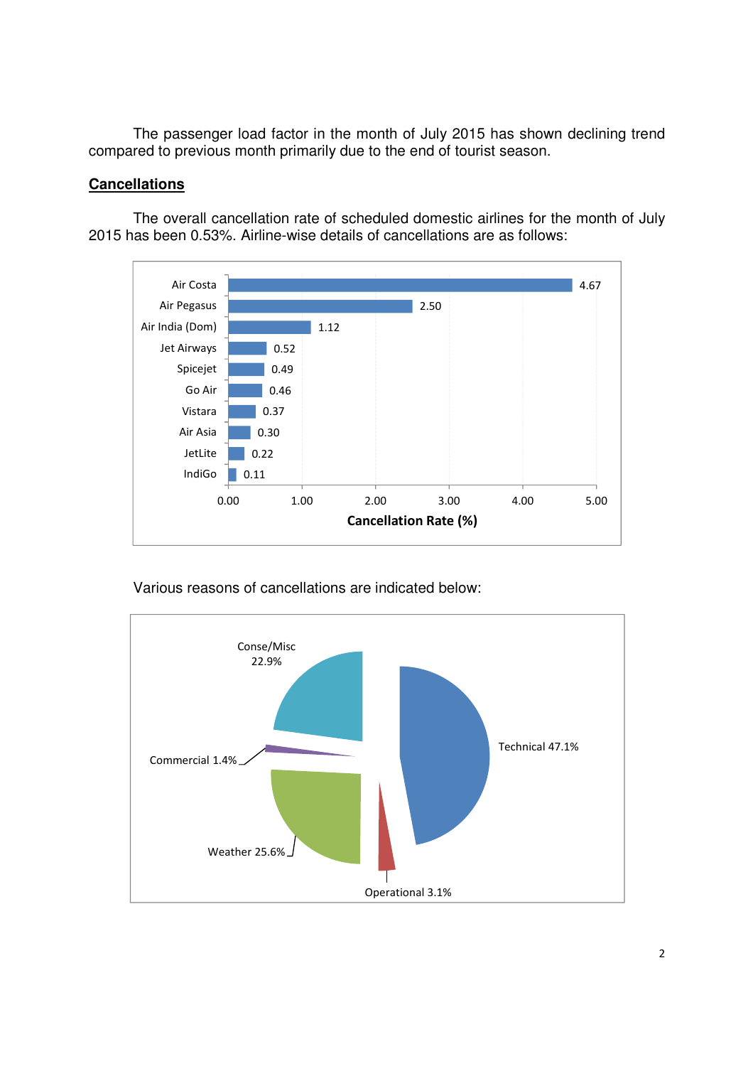The passenger load factor in the month of July 2015 has shown declining trend compared to previous month primarily due to the end of tourist season.

## Cancellations

The overall cancellation rate of scheduled domestic airlines for the month of July 2015 has been 0.53%. Airline-wise details of cancellations are as follows:

| Airline | Cancellation Rate (%) |
|---|---|
| Air Costa | 4.67 |
| Air Pegasus | 2.50 |
| Air India (Dom) | 1.12 |
| Jet Airways | 0.52 |
| Spicejet | 0.49 |
| Go Air | 0.46 |
| Vistara | 0.37 |
| Air Asia | 0.30 |
| JetLite | 0.22 |
| IndiGo | 0.11 |

Various reasons of cancellations are indicated below:

| Reason | Share |
|---|---|
| Technical | 47.1% |
| Weather | 25.6% |
| Conse/Misc | 22.9% |
| Operational | 3.1% |
| Commercial | 1.4% |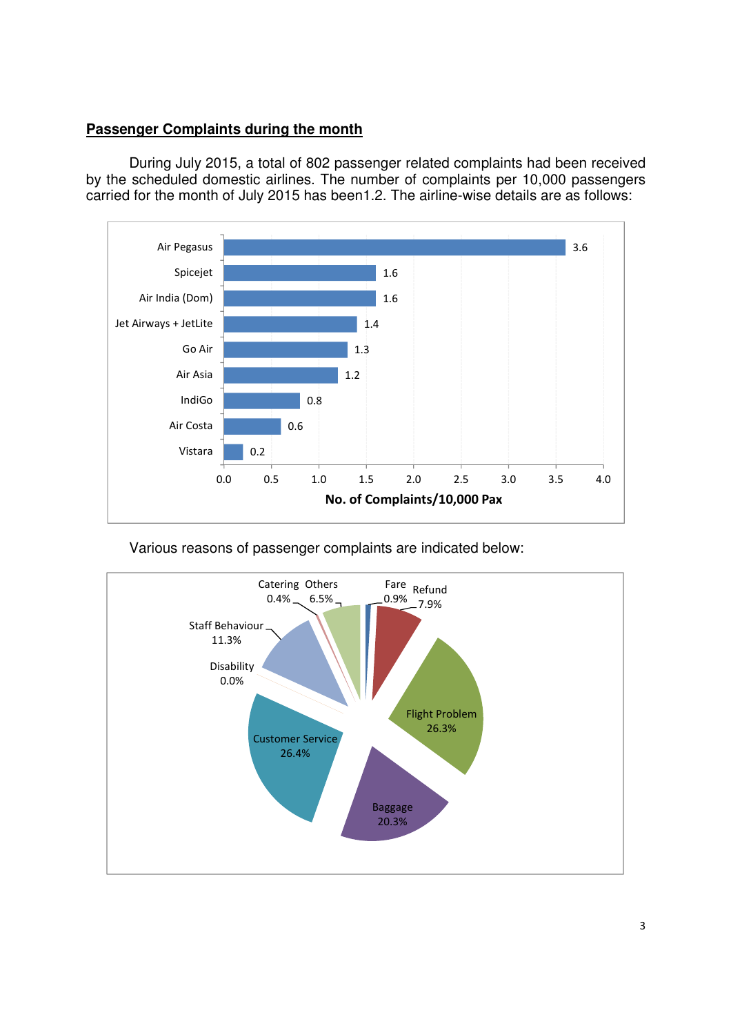**Passenger Complaints during the month**

During July 2015, a total of 802 passenger related complaints had been received by the scheduled domestic airlines. The number of complaints per 10,000 passengers carried for the month of July 2015 has been1.2. The airline-wise details are as follows:

| Airline | No. of Complaints/10,000 Pax |
|---|---|
| Air Pegasus | 3.6 |
| Spicejet | 1.6 |
| Air India (Dom) | 1.6 |
| Jet Airways + JetLite | 1.4 |
| Go Air | 1.3 |
| Air Asia | 1.2 |
| IndiGo | 0.8 |
| Air Costa | 0.6 |
| Vistara | 0.2 |

Various reasons of passenger complaints are indicated below:

| Reason | Share |
|---|---|
| Fare | 0.9% |
| Refund | 7.9% |
| Flight Problem | 26.3% |
| Baggage | 20.3% |
| Customer Service | 26.4% |
| Disability | 0.0% |
| Staff Behaviour | 11.3% |
| Catering | 0.4% |
| Others | 6.5% |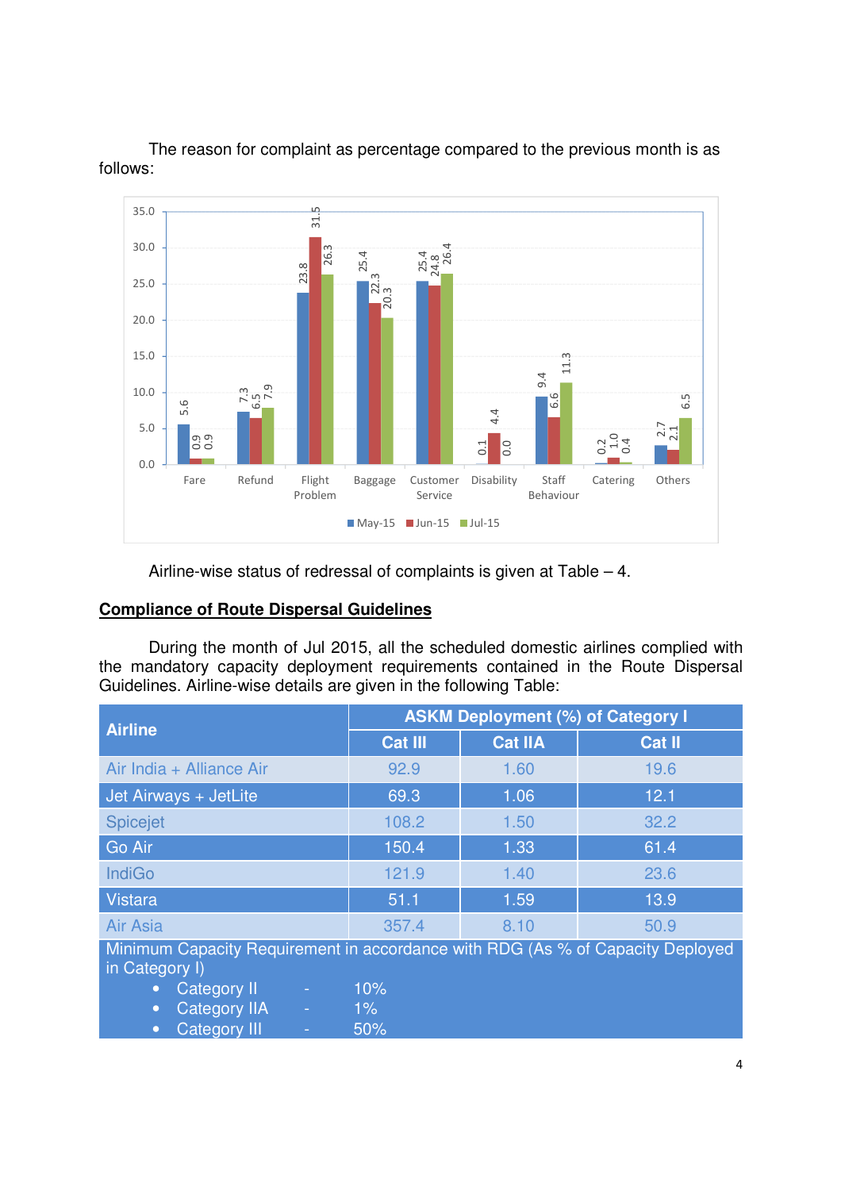The reason for complaint as percentage compared to the previous month is as follows:

| Reason | May-15 | Jun-15 | Jul-15 |
|---|---|---|---|
| Fare | 5.6 | 0.9 | 0.9 |
| Refund | 7.3 | 6.5 | 7.9 |
| Flight Problem | 23.8 | 31.5 | 26.3 |
| Baggage | 25.4 | 22.3 | 20.3 |
| Customer Service | 25.4 | 24.8 | 26.4 |
| Disability | 0.1 | 4.4 | 0.0 |
| Staff Behaviour | 9.4 | 6.6 | 11.3 |
| Catering | 0.2 | 1.0 | 0.4 |
| Others | 2.7 | 2.1 | 6.5 |

Airline-wise status of redressal of complaints is given at Table – 4.

## Compliance of Route Dispersal Guidelines

During the month of Jul 2015, all the scheduled domestic airlines complied with the mandatory capacity deployment requirements contained in the Route Dispersal Guidelines. Airline-wise details are given in the following Table:

| Airline | ASKM Deployment (%) of Category I | | |
|---|---|---|---|
| | Cat III | Cat IIA | Cat II |
| Air India + Alliance Air | 92.9 | 1.60 | 19.6 |
| Jet Airways + JetLite | 69.3 | 1.06 | 12.1 |
| Spicejet | 108.2 | 1.50 | 32.2 |
| Go Air | 150.4 | 1.33 | 61.4 |
| IndiGo | 121.9 | 1.40 | 23.6 |
| Vistara | 51.1 | 1.59 | 13.9 |
| Air Asia | 357.4 | 8.10 | 50.9 |

Minimum Capacity Requirement in accordance with RDG (As % of Capacity Deployed in Category I)

- Category II - 10%
- Category IIA - 1%
- Category III - 50%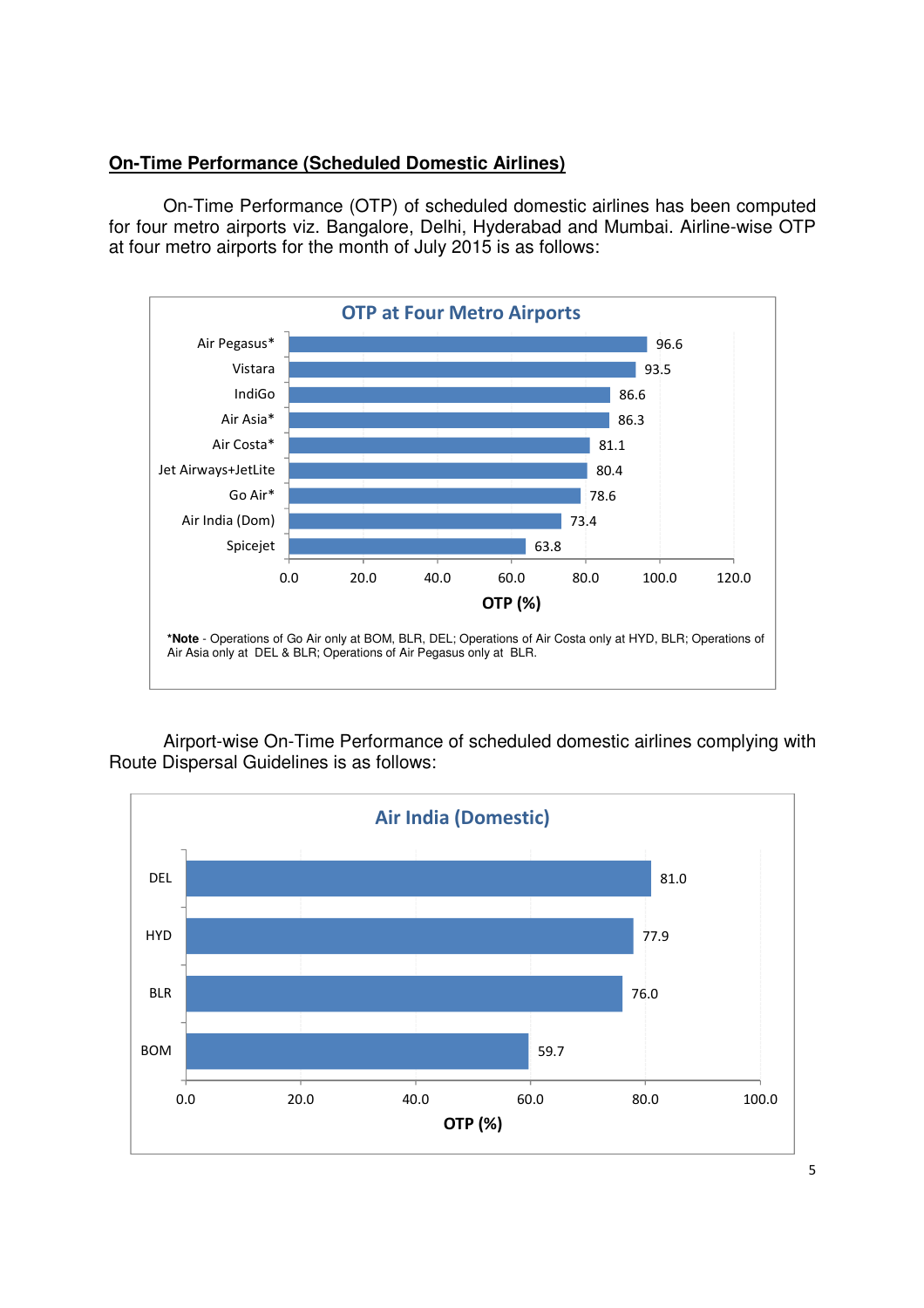## On-Time Performance (Scheduled Domestic Airlines)

On-Time Performance (OTP) of scheduled domestic airlines has been computed for four metro airports viz. Bangalore, Delhi, Hyderabad and Mumbai. Airline-wise OTP at four metro airports for the month of July 2015 is as follows:

**OTP at Four Metro Airports**

| Airline | OTP (%) |
|---|---|
| Air Pegasus* | 96.6 |
| Vistara | 93.5 |
| IndiGo | 86.6 |
| Air Asia* | 86.3 |
| Air Costa* | 81.1 |
| Jet Airways+JetLite | 80.4 |
| Go Air* | 78.6 |
| Air India (Dom) | 73.4 |
| Spicejet | 63.8 |

***Note** - Operations of Go Air only at BOM, BLR, DEL; Operations of Air Costa only at HYD, BLR; Operations of Air Asia only at DEL & BLR; Operations of Air Pegasus only at BLR.

Airport-wise On-Time Performance of scheduled domestic airlines complying with Route Dispersal Guidelines is as follows:

**Air India (Domestic)**

| Airport | OTP (%) |
|---|---|
| DEL | 81.0 |
| HYD | 77.9 |
| BLR | 76.0 |
| BOM | 59.7 |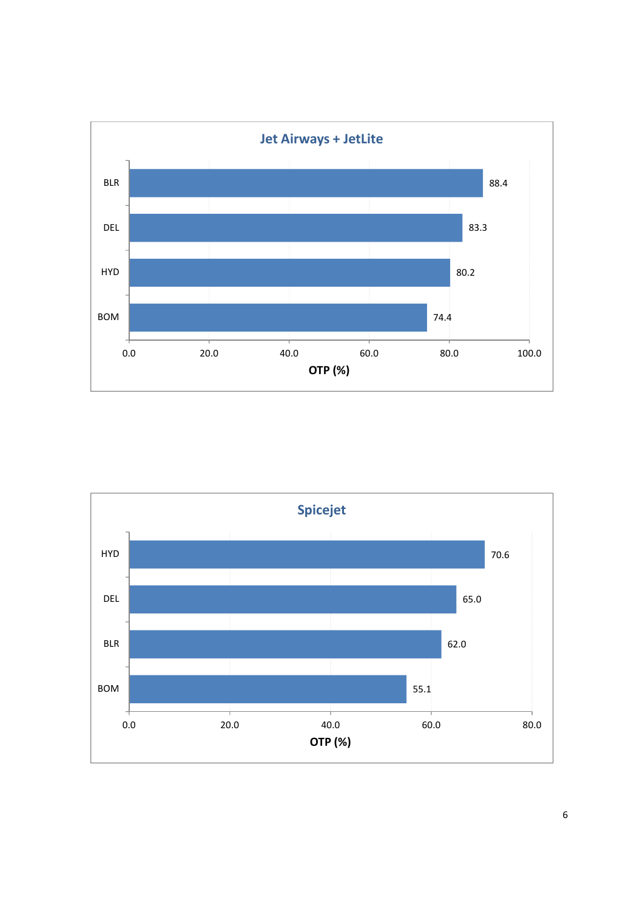## Jet Airways + JetLite

| Airport | OTP (%) |
|---|---|
| BLR | 88.4 |
| DEL | 83.3 |
| HYD | 80.2 |
| BOM | 74.4 |

## Spicejet

| Airport | OTP (%) |
|---|---|
| HYD | 70.6 |
| DEL | 65.0 |
| BLR | 62.0 |
| BOM | 55.1 |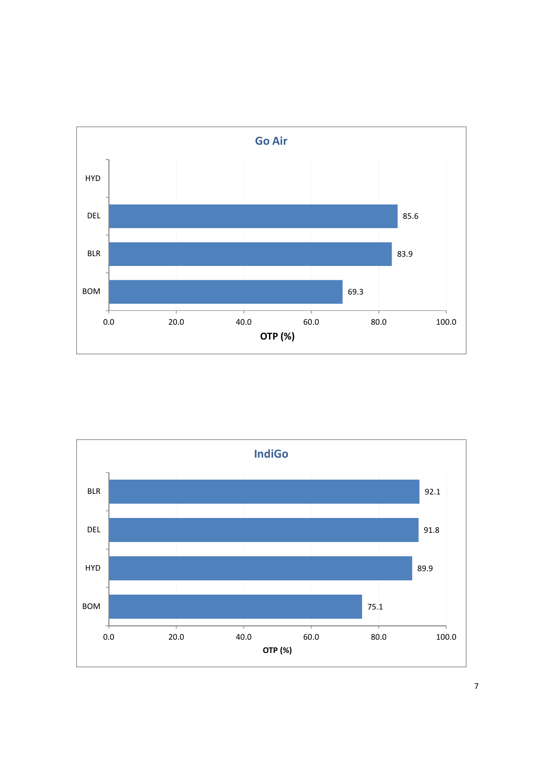## Go Air

| Airport | OTP (%) |
|---|---|
| HYD | |
| DEL | 85.6 |
| BLR | 83.9 |
| BOM | 69.3 |

## IndiGo

| Airport | OTP (%) |
|---|---|
| BLR | 92.1 |
| DEL | 91.8 |
| HYD | 89.9 |
| BOM | 75.1 |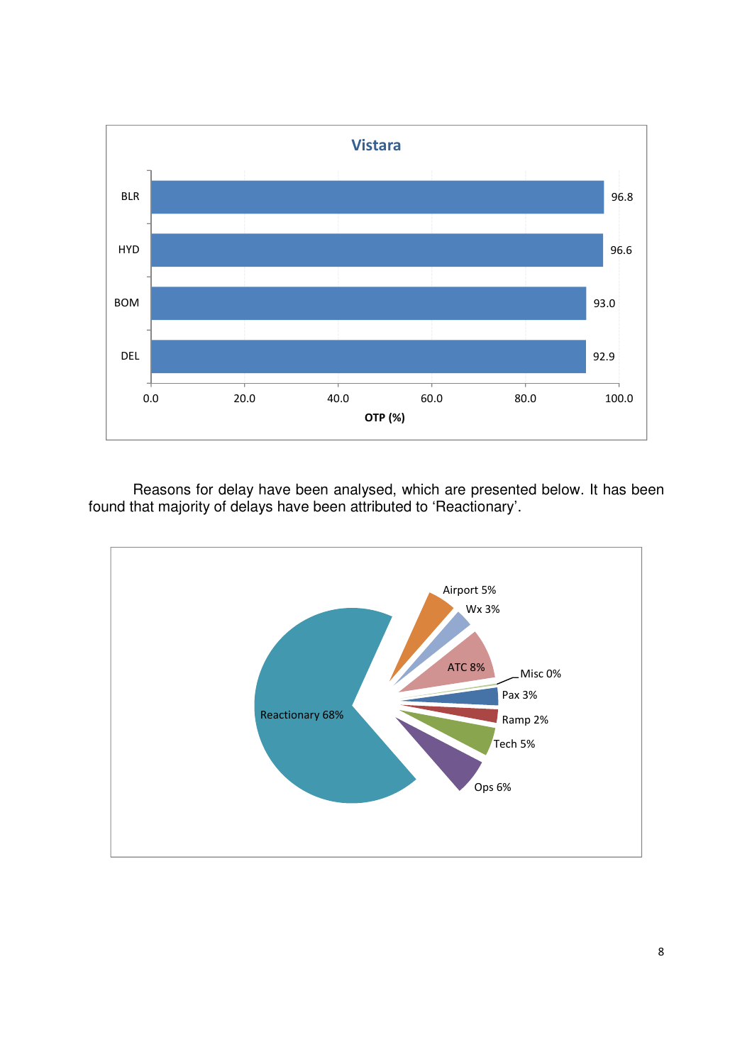**Vistara**

| Airport | OTP (%) |
|---|---|
| BLR | 96.8 |
| HYD | 96.6 |
| BOM | 93.0 |
| DEL | 92.9 |

Reasons for delay have been analysed, which are presented below. It has been found that majority of delays have been attributed to 'Reactionary'.

| Reason | Share |
|---|---|
| Reactionary | 68% |
| Airport | 5% |
| Wx | 3% |
| ATC | 8% |
| Misc | 0% |
| Pax | 3% |
| Ramp | 2% |
| Tech | 5% |
| Ops | 6% |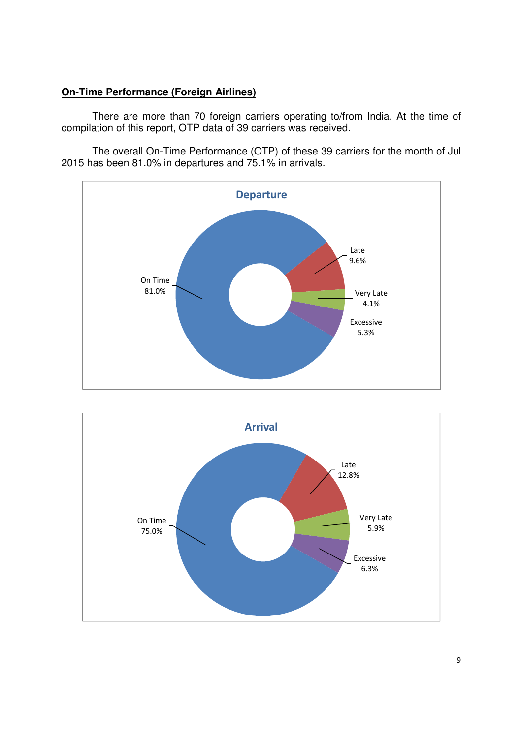**On-Time Performance (Foreign Airlines)**

There are more than 70 foreign carriers operating to/from India. At the time of compilation of this report, OTP data of 39 carriers was received.

The overall On-Time Performance (OTP) of these 39 carriers for the month of Jul 2015 has been 81.0% in departures and 75.1% in arrivals.

**Departure**

| Category | Share |
| --- | --- |
| On Time | 81.0% |
| Late | 9.6% |
| Very Late | 4.1% |
| Excessive | 5.3% |

**Arrival**

| Category | Share |
| --- | --- |
| On Time | 75.0% |
| Late | 12.8% |
| Very Late | 5.9% |
| Excessive | 6.3% |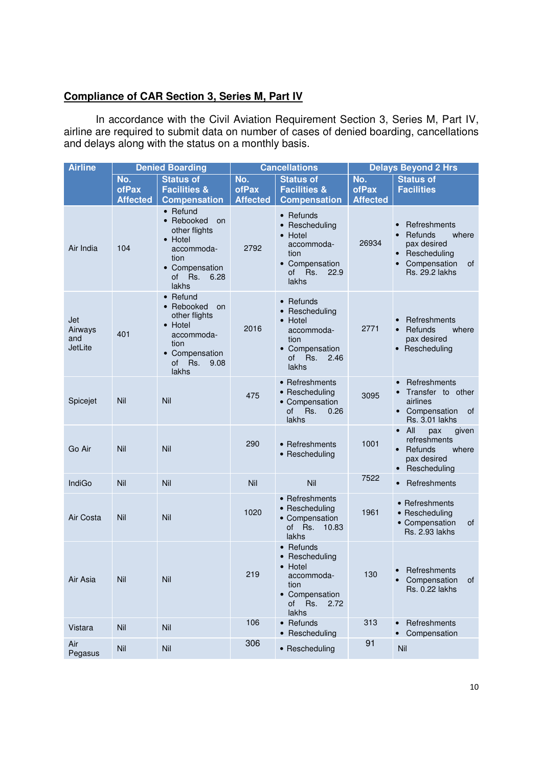## Compliance of CAR Section 3, Series M, Part IV

In accordance with the Civil Aviation Requirement Section 3, Series M, Part IV, airline are required to submit data on number of cases of denied boarding, cancellations and delays along with the status on a monthly basis.

| Airline | Denied Boarding | | Cancellations | | Delays Beyond 2 Hrs | |
|---|---|---|---|---|---|---|
| | No. ofPax Affected | Status of Facilities & Compensation | No. ofPax Affected | Status of Facilities & Compensation | No. ofPax Affected | Status of Facilities |
| Air India | 104 | • Refund<br>• Rebooked on other flights<br>• Hotel accommoda-tion<br>• Compensation of Rs. 6.28 lakhs | 2792 | • Refunds<br>• Rescheduling<br>• Hotel accommoda-tion<br>• Compensation of Rs. 22.9 lakhs | 26934 | • Refreshments<br>• Refunds where pax desired<br>• Rescheduling<br>• Compensation of Rs. 29.2 lakhs |
| Jet Airways and JetLite | 401 | • Refund<br>• Rebooked on other flights<br>• Hotel accommoda-tion<br>• Compensation of Rs. 9.08 lakhs | 2016 | • Refunds<br>• Rescheduling<br>• Hotel accommoda-tion<br>• Compensation of Rs. 2.46 lakhs | 2771 | • Refreshments<br>• Refunds where pax desired<br>• Rescheduling |
| Spicejet | Nil | Nil | 475 | • Refreshments<br>• Rescheduling<br>• Compensation of Rs. 0.26 lakhs | 3095 | • Refreshments<br>• Transfer to other airlines<br>• Compensation of Rs. 3.01 lakhs |
| Go Air | Nil | Nil | 290 | • Refreshments<br>• Rescheduling | 1001 | • All pax given refreshments<br>• Refunds where pax desired<br>• Rescheduling |
| IndiGo | Nil | Nil | Nil | Nil | 7522 | • Refreshments |
| Air Costa | Nil | Nil | 1020 | • Refreshments<br>• Rescheduling<br>• Compensation of Rs. 10.83 lakhs | 1961 | • Refreshments<br>• Rescheduling<br>• Compensation of Rs. 2.93 lakhs |
| Air Asia | Nil | Nil | 219 | • Refunds<br>• Rescheduling<br>• Hotel accommoda-tion<br>• Compensation of Rs. 2.72 lakhs | 130 | • Refreshments<br>• Compensation of Rs. 0.22 lakhs |
| Vistara | Nil | Nil | 106 | • Refunds<br>• Rescheduling | 313 | • Refreshments<br>• Compensation |
| Air Pegasus | Nil | Nil | 306 | • Rescheduling | 91 | Nil |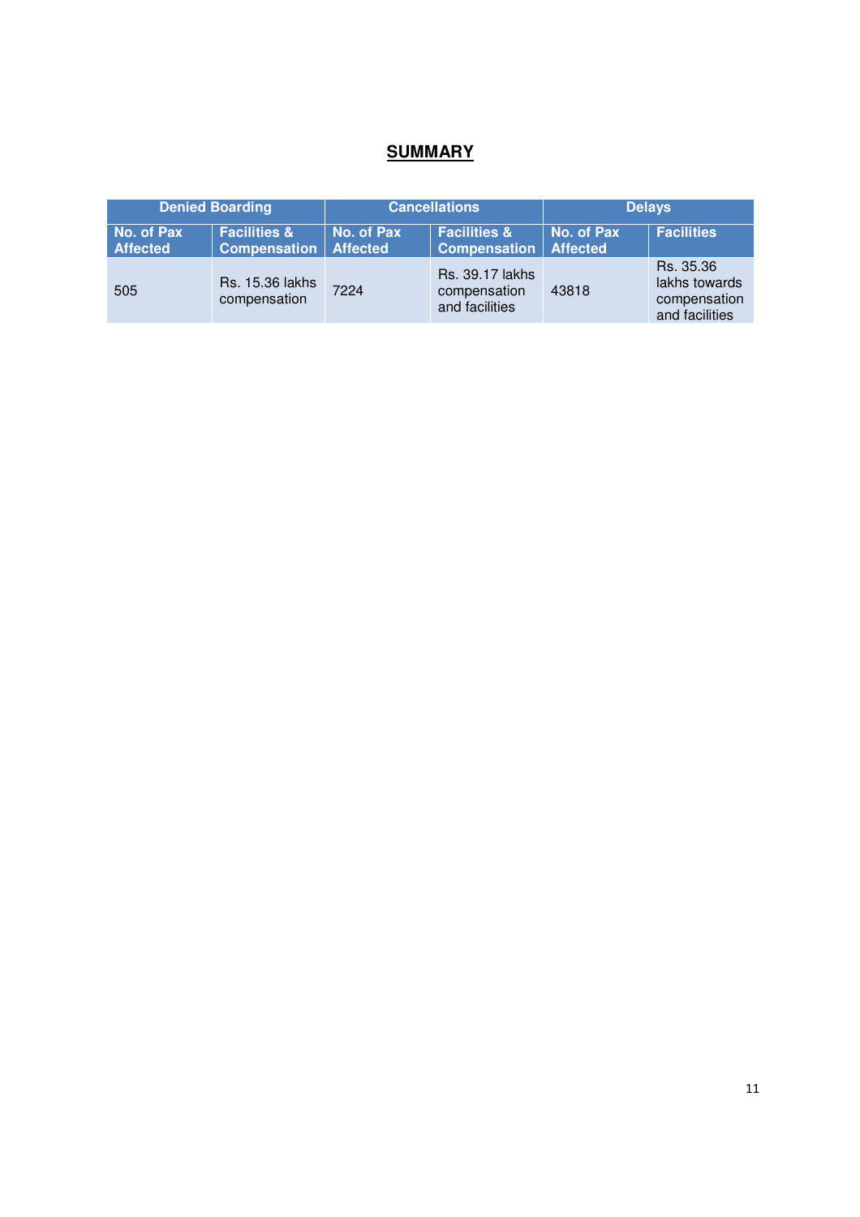## SUMMARY

| Denied Boarding | | Cancellations | | Delays | |
|---|---|---|---|---|---|
| **No. of Pax Affected** | **Facilities & Compensation** | **No. of Pax Affected** | **Facilities & Compensation** | **No. of Pax Affected** | **Facilities** |
| 505 | Rs. 15.36 lakhs compensation | 7224 | Rs. 39.17 lakhs compensation and facilities | 43818 | Rs. 35.36 lakhs towards compensation and facilities |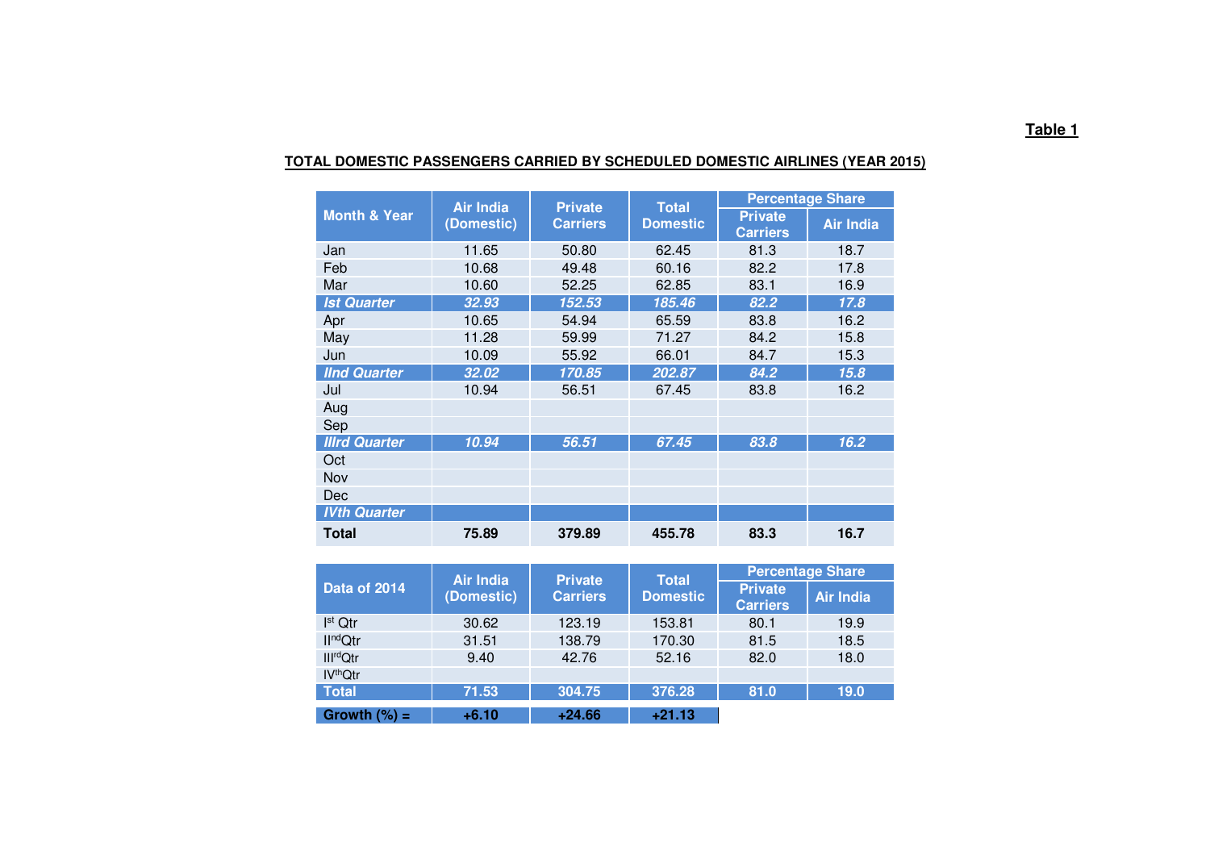**Table 1**

**TOTAL DOMESTIC PASSENGERS CARRIED BY SCHEDULED DOMESTIC AIRLINES (YEAR 2015)**

| Month & Year | Air India (Domestic) | Private Carriers | Total Domestic | Percentage Share | |
|---|---|---|---|---|---|
| | | | | Private Carriers | Air India |
| Jan | 11.65 | 50.80 | 62.45 | 81.3 | 18.7 |
| Feb | 10.68 | 49.48 | 60.16 | 82.2 | 17.8 |
| Mar | 10.60 | 52.25 | 62.85 | 83.1 | 16.9 |
| ***Ist Quarter*** | ***32.93*** | ***152.53*** | ***185.46*** | ***82.2*** | ***17.8*** |
| Apr | 10.65 | 54.94 | 65.59 | 83.8 | 16.2 |
| May | 11.28 | 59.99 | 71.27 | 84.2 | 15.8 |
| Jun | 10.09 | 55.92 | 66.01 | 84.7 | 15.3 |
| ***IInd Quarter*** | ***32.02*** | ***170.85*** | ***202.87*** | ***84.2*** | ***15.8*** |
| Jul | 10.94 | 56.51 | 67.45 | 83.8 | 16.2 |
| Aug | | | | | |
| Sep | | | | | |
| ***IIIrd Quarter*** | ***10.94*** | ***56.51*** | ***67.45*** | ***83.8*** | ***16.2*** |
| Oct | | | | | |
| Nov | | | | | |
| Dec | | | | | |
| ***IVth Quarter*** | | | | | |
| **Total** | **75.89** | **379.89** | **455.78** | **83.3** | **16.7** |

| Data of 2014 | Air India (Domestic) | Private Carriers | Total Domestic | Percentage Share | |
|---|---|---|---|---|---|
| | | | | Private Carriers | Air India |
| I[st] Qtr | 30.62 | 123.19 | 153.81 | 80.1 | 19.9 |
| II[nd]Qtr | 31.51 | 138.79 | 170.30 | 81.5 | 18.5 |
| III[rd]Qtr | 9.40 | 42.76 | 52.16 | 82.0 | 18.0 |
| IV[th]Qtr | | | | | |
| **Total** | **71.53** | **304.75** | **376.28** | **81.0** | **19.0** |
| **Growth (%) =** | **+6.10** | **+24.66** | **+21.13** | | |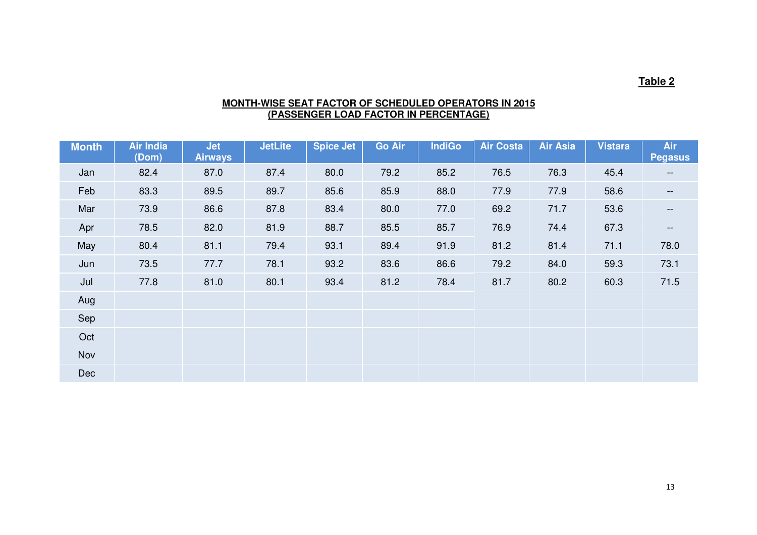**Table 2**

**MONTH-WISE SEAT FACTOR OF SCHEDULED OPERATORS IN 2015**
**(PASSENGER LOAD FACTOR IN PERCENTAGE)**

| Month | Air India (Dom) | Jet Airways | JetLite | Spice Jet | Go Air | IndiGo | Air Costa | Air Asia | Vistara | Air Pegasus |
|---|---|---|---|---|---|---|---|---|---|---|
| Jan | 82.4 | 87.0 | 87.4 | 80.0 | 79.2 | 85.2 | 76.5 | 76.3 | 45.4 | -- |
| Feb | 83.3 | 89.5 | 89.7 | 85.6 | 85.9 | 88.0 | 77.9 | 77.9 | 58.6 | -- |
| Mar | 73.9 | 86.6 | 87.8 | 83.4 | 80.0 | 77.0 | 69.2 | 71.7 | 53.6 | -- |
| Apr | 78.5 | 82.0 | 81.9 | 88.7 | 85.5 | 85.7 | 76.9 | 74.4 | 67.3 | -- |
| May | 80.4 | 81.1 | 79.4 | 93.1 | 89.4 | 91.9 | 81.2 | 81.4 | 71.1 | 78.0 |
| Jun | 73.5 | 77.7 | 78.1 | 93.2 | 83.6 | 86.6 | 79.2 | 84.0 | 59.3 | 73.1 |
| Jul | 77.8 | 81.0 | 80.1 | 93.4 | 81.2 | 78.4 | 81.7 | 80.2 | 60.3 | 71.5 |
| Aug | | | | | | | | | | |
| Sep | | | | | | | | | | |
| Oct | | | | | | | | | | |
| Nov | | | | | | | | | | |
| Dec | | | | | | | | | | |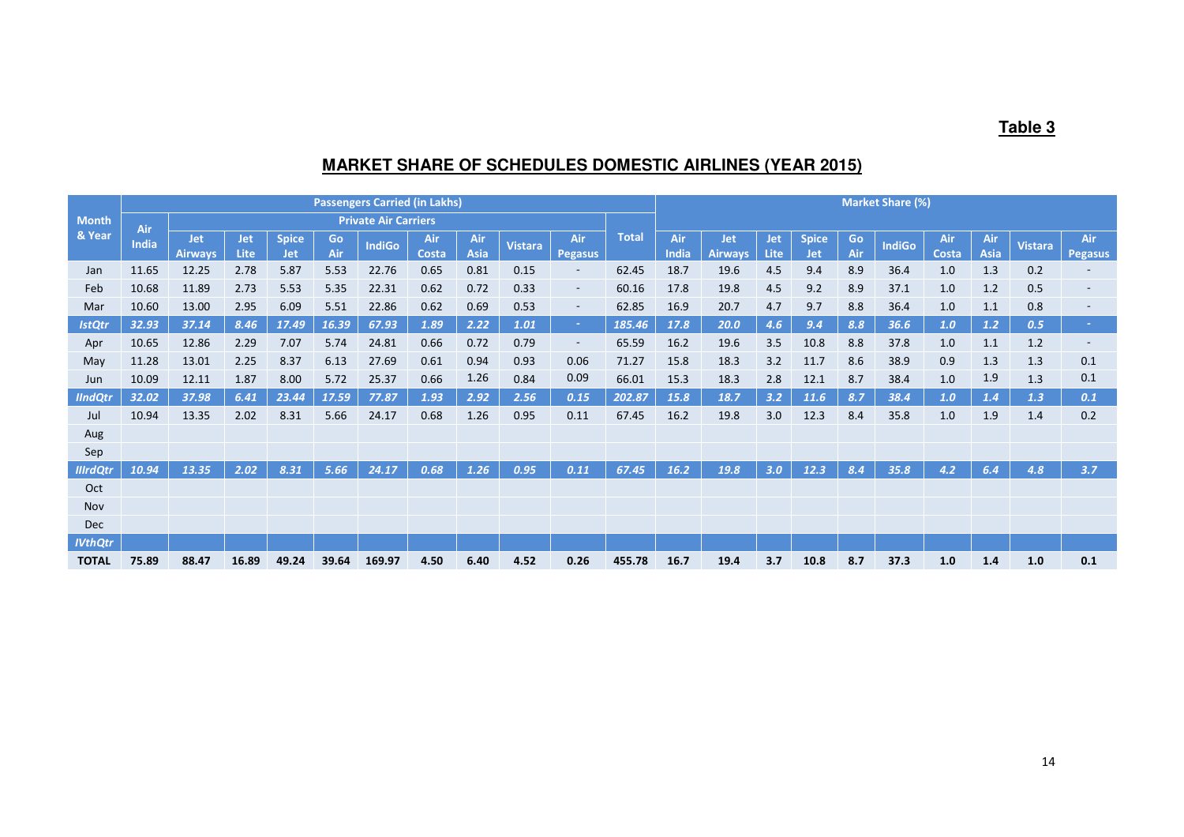**Table 3**

## MARKET SHARE OF SCHEDULES DOMESTIC AIRLINES (YEAR 2015)

| Month & Year | Passengers Carried (in Lakhs) | | | | | | | | | | | Market Share (%) | | | | | | | | | |
|---|---|---|---|---|---|---|---|---|---|---|---|---|---|---|---|---|---|---|---|---|---|
| | Air India | Private Air Carriers | | | | | | | | | Total | | | | | | | | | | |
| | | Jet Airways | Jet Lite | Spice Jet | Go Air | IndiGo | Air Costa | Air Asia | Vistara | Air Pegasus | | Air India | Jet Airways | Jet Lite | Spice Jet | Go Air | IndiGo | Air Costa | Air Asia | Vistara | Air Pegasus |
| Jan | 11.65 | 12.25 | 2.78 | 5.87 | 5.53 | 22.76 | 0.65 | 0.81 | 0.15 | - | 62.45 | 18.7 | 19.6 | 4.5 | 9.4 | 8.9 | 36.4 | 1.0 | 1.3 | 0.2 | - |
| Feb | 10.68 | 11.89 | 2.73 | 5.53 | 5.35 | 22.31 | 0.62 | 0.72 | 0.33 | - | 60.16 | 17.8 | 19.8 | 4.5 | 9.2 | 8.9 | 37.1 | 1.0 | 1.2 | 0.5 | - |
| Mar | 10.60 | 13.00 | 2.95 | 6.09 | 5.51 | 22.86 | 0.62 | 0.69 | 0.53 | - | 62.85 | 16.9 | 20.7 | 4.7 | 9.7 | 8.8 | 36.4 | 1.0 | 1.1 | 0.8 | - |
| *IstQtr* | *32.93* | *37.14* | *8.46* | *17.49* | *16.39* | *67.93* | *1.89* | *2.22* | *1.01* | - | *185.46* | *17.8* | *20.0* | *4.6* | *9.4* | *8.8* | *36.6* | *1.0* | *1.2* | *0.5* | - |
| Apr | 10.65 | 12.86 | 2.29 | 7.07 | 5.74 | 24.81 | 0.66 | 0.72 | 0.79 | - | 65.59 | 16.2 | 19.6 | 3.5 | 10.8 | 8.8 | 37.8 | 1.0 | 1.1 | 1.2 | - |
| May | 11.28 | 13.01 | 2.25 | 8.37 | 6.13 | 27.69 | 0.61 | 0.94 | 0.93 | 0.06 | 71.27 | 15.8 | 18.3 | 3.2 | 11.7 | 8.6 | 38.9 | 0.9 | 1.3 | 1.3 | 0.1 |
| Jun | 10.09 | 12.11 | 1.87 | 8.00 | 5.72 | 25.37 | 0.66 | 1.26 | 0.84 | 0.09 | 66.01 | 15.3 | 18.3 | 2.8 | 12.1 | 8.7 | 38.4 | 1.0 | 1.9 | 1.3 | 0.1 |
| *IIndQtr* | *32.02* | *37.98* | *6.41* | *23.44* | *17.59* | *77.87* | *1.93* | *2.92* | *2.56* | *0.15* | *202.87* | *15.8* | *18.7* | *3.2* | *11.6* | *8.7* | *38.4* | *1.0* | *1.4* | *1.3* | *0.1* |
| Jul | 10.94 | 13.35 | 2.02 | 8.31 | 5.66 | 24.17 | 0.68 | 1.26 | 0.95 | 0.11 | 67.45 | 16.2 | 19.8 | 3.0 | 12.3 | 8.4 | 35.8 | 1.0 | 1.9 | 1.4 | 0.2 |
| Aug | | | | | | | | | | | | | | | | | | | | | |
| Sep | | | | | | | | | | | | | | | | | | | | | |
| *IIIrdQtr* | *10.94* | *13.35* | *2.02* | *8.31* | *5.66* | *24.17* | *0.68* | *1.26* | *0.95* | *0.11* | *67.45* | *16.2* | *19.8* | *3.0* | *12.3* | *8.4* | *35.8* | *4.2* | *6.4* | *4.8* | *3.7* |
| Oct | | | | | | | | | | | | | | | | | | | | | |
| Nov | | | | | | | | | | | | | | | | | | | | | |
| Dec | | | | | | | | | | | | | | | | | | | | | |
| *IVthQtr* | | | | | | | | | | | | | | | | | | | | | |
| **TOTAL** | **75.89** | **88.47** | **16.89** | **49.24** | **39.64** | **169.97** | **4.50** | **6.40** | **4.52** | **0.26** | **455.78** | **16.7** | **19.4** | **3.7** | **10.8** | **8.7** | **37.3** | **1.0** | **1.4** | **1.0** | **0.1** |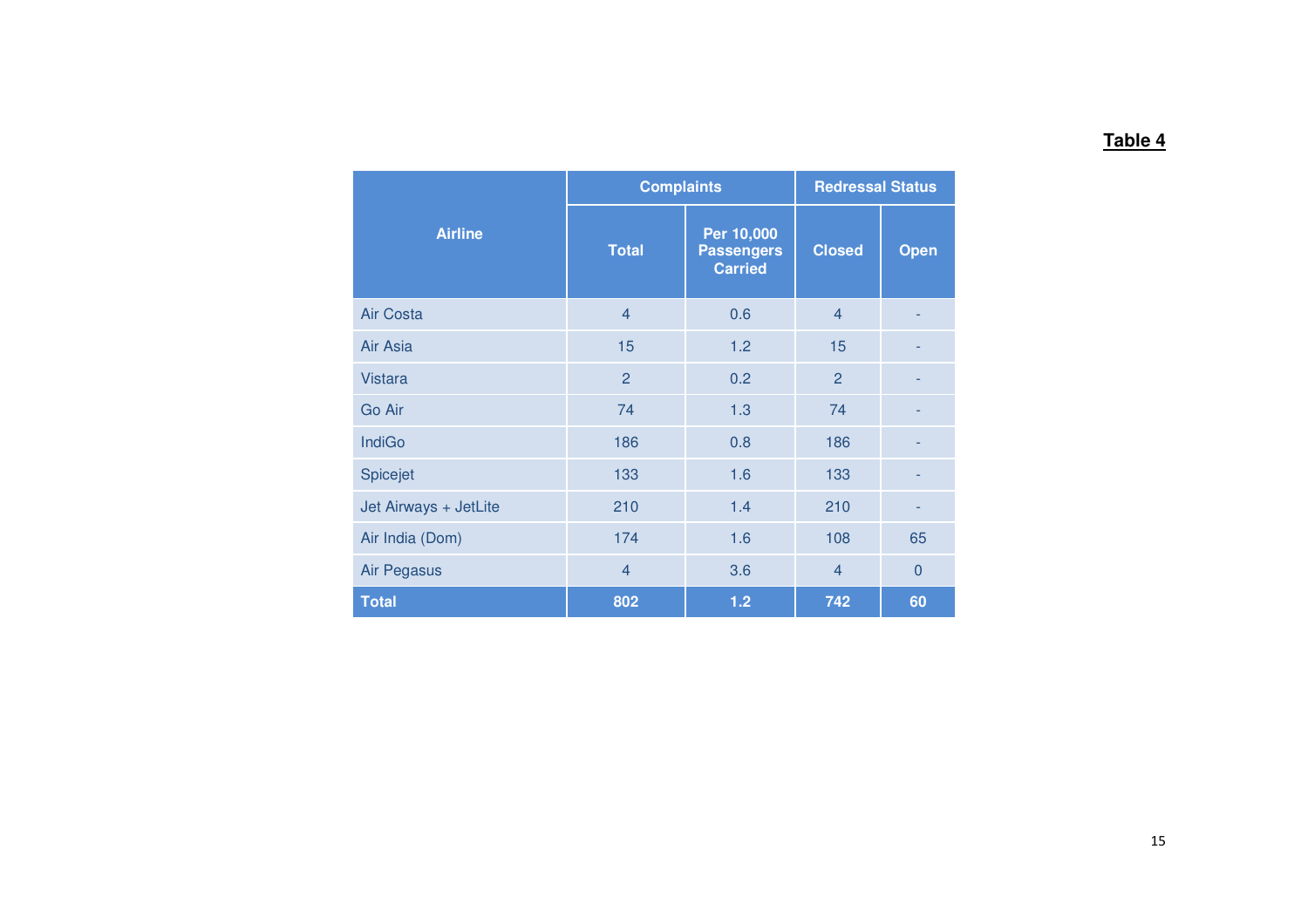**Table 4**

| Airline | Complaints | | Redressal Status | |
|---|---|---|---|---|
| | Total | Per 10,000 Passengers Carried | Closed | Open |
| Air Costa | 4 | 0.6 | 4 | - |
| Air Asia | 15 | 1.2 | 15 | - |
| Vistara | 2 | 0.2 | 2 | - |
| Go Air | 74 | 1.3 | 74 | - |
| IndiGo | 186 | 0.8 | 186 | - |
| Spicejet | 133 | 1.6 | 133 | - |
| Jet Airways + JetLite | 210 | 1.4 | 210 | - |
| Air India (Dom) | 174 | 1.6 | 108 | 65 |
| Air Pegasus | 4 | 3.6 | 4 | 0 |
| **Total** | **802** | **1.2** | **742** | **60** |